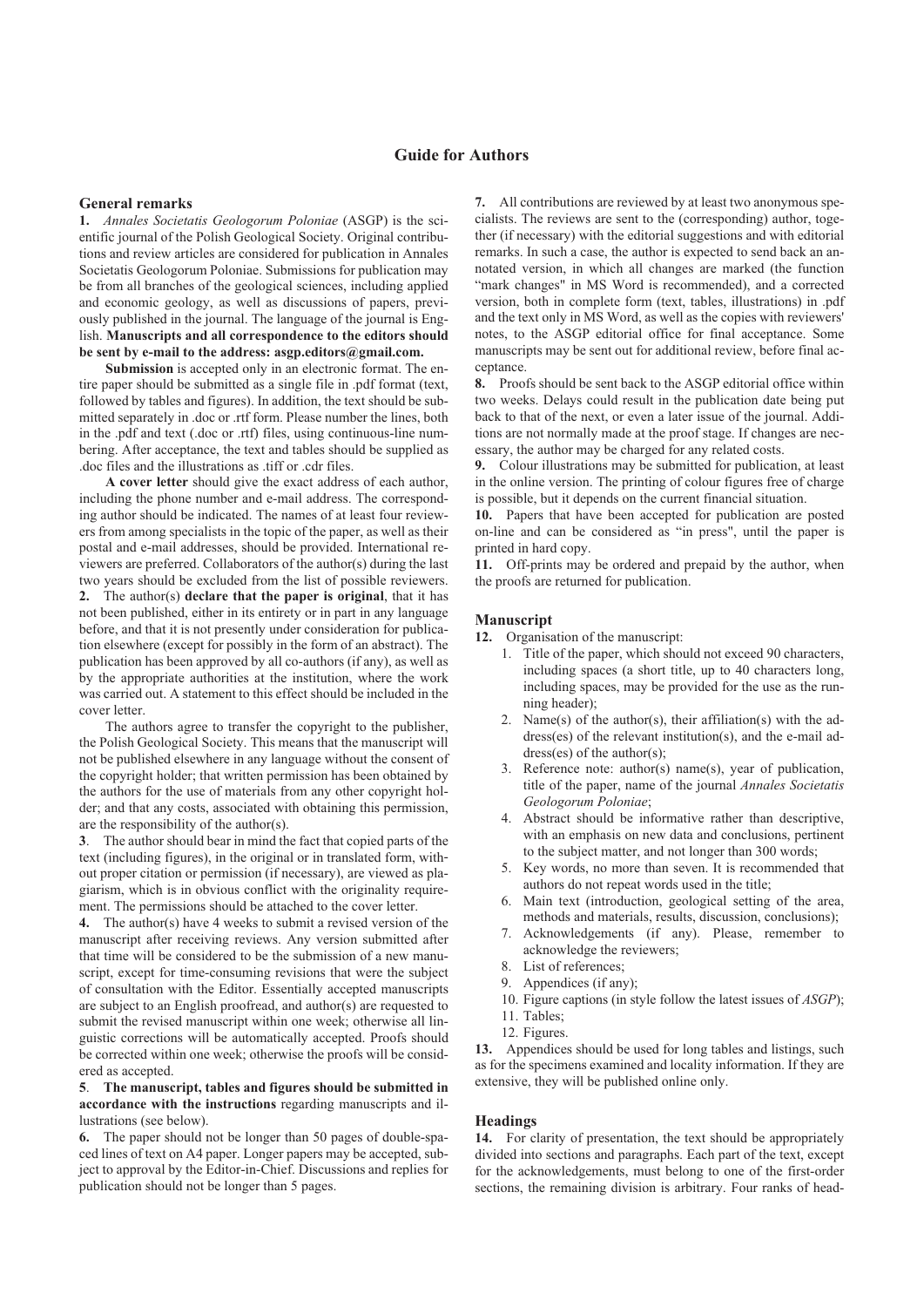# Guide for Authors

## General remarks

**1.** *Annales Societatis Geologorum Poloniae* (ASGP) is the scientific journal of the Polish Geological Society. Original contributions and review articles are considered for publication in Annales Societatis Geologorum Poloniae. Submissions for publication may be from all branches of the geological sciences, including applied and economic geology, as well as discussions of papers, previously published in the journal. The language of the journal is English. **Manuscripts and all correspondence to the editors should be sent by e-mail to the address: asgp.editors@gmail.com.**

**Submission** is accepted only in an electronic format. The entire paper should be submitted as a single file in .pdf format (text, followed by tables and figures). In addition, the text should be submitted separately in .doc or .rtf form. Please number the lines, both in the .pdf and text (.doc or .rtf) files, using continuous-line numbering. After acceptance, the text and tables should be supplied as .doc files and the illustrations as .tiff or .cdr files.

**A cover letter** should give the exact address of each author, including the phone number and e-mail address. The corresponding author should be indicated. The names of at least four reviewers from among specialists in the topic of the paper, as well as their postal and e-mail addresses, should be provided. International reviewers are preferred. Collaborators of the author(s) during the last two years should be excluded from the list of possible reviewers.

**2.** The author(s) **declare that the paper is original**, that it has not been published, either in its entirety or in part in any language before, and that it is not presently under consideration for publication elsewhere (except for possibly in the form of an abstract). The publication has been approved by all co-authors (if any), as well as by the appropriate authorities at the institution, where the work was carried out. A statement to this effect should be included in the cover letter.

The authors agree to transfer the copyright to the publisher, the Polish Geological Society. This means that the manuscript will not be published elsewhere in any language without the consent of the copyright holder; that written permission has been obtained by the authors for the use of materials from any other copyright holder; and that any costs, associated with obtaining this permission, are the responsibility of the author(s).

**3**. The author should bear in mind the fact that copied parts of the text (including figures), in the original or in translated form, without proper citation or permission (if necessary), are viewed as plagiarism, which is in obvious conflict with the originality requirement. The permissions should be attached to the cover letter.

**4.** The author(s) have 4 weeks to submit a revised version of the manuscript after receiving reviews. Any version submitted after that time will be considered to be the submission of a new manuscript, except for time-consuming revisions that were the subject of consultation with the Editor. Essentially accepted manuscripts are subject to an English proofread, and author(s) are requested to submit the revised manuscript within one week; otherwise all linguistic corrections will be automatically accepted. Proofs should be corrected within one week; otherwise the proofs will be considered as accepted.

**5**. **The manuscript, tables and figures should be submitted in accordance with the instructions** regarding manuscripts and illustrations (see below).

**6.** The paper should not be longer than 50 pages of double-spaced lines of text on A4 paper. Longer papers may be accepted, subject to approval by the Editor-in-Chief. Discussions and replies for publication should not be longer than 5 pages.

**7.** All contributions are reviewed by at least two anonymous specialists. The reviews are sent to the (corresponding) author, together (if necessary) with the editorial suggestions and with editorial remarks. In such a case, the author is expected to send back an annotated version, in which all changes are marked (the function "mark changes" in MS Word is recommended), and a corrected version, both in complete form (text, tables, illustrations) in .pdf and the text only in MS Word, as well as the copies with reviewers' notes, to the ASGP editorial office for final acceptance. Some manuscripts may be sent out for additional review, before final acceptance.

**8.** Proofs should be sent back to the ASGP editorial office within two weeks. Delays could result in the publication date being put back to that of the next, or even a later issue of the journal. Additions are not normally made at the proof stage. If changes are necessary, the author may be charged for any related costs.

**9.** Colour illustrations may be submitted for publication, at least in the online version. The printing of colour figures free of charge is possible, but it depends on the current financial situation.

**10.** Papers that have been accepted for publication are posted on-line and can be considered as "in press", until the paper is printed in hard copy.

**11.** Off-prints may be ordered and prepaid by the author, when the proofs are returned for publication.

## Manuscript

**12.** Organisation of the manuscript:

1. Title of the paper, which should not exceed 90 characters, including spaces (a short title, up to 40 characters long, including spaces, may be provided for the use as the running header);
2. Name(s) of the author(s), their affiliation(s) with the address(es) of the relevant institution(s), and the e-mail address(es) of the author(s);
3. Reference note: author(s) name(s), year of publication, title of the paper, name of the journal *Annales Societatis Geologorum Poloniae*;
4. Abstract should be informative rather than descriptive, with an emphasis on new data and conclusions, pertinent to the subject matter, and not longer than 300 words;
5. Key words, no more than seven. It is recommended that authors do not repeat words used in the title;
6. Main text (introduction, geological setting of the area, methods and materials, results, discussion, conclusions);
7. Acknowledgements (if any). Please, remember to acknowledge the reviewers;
8. List of references;
9. Appendices (if any);
10. Figure captions (in style follow the latest issues of *ASGP*);
11. Tables;
12. Figures.

**13.** Appendices should be used for long tables and listings, such as for the specimens examined and locality information. If they are extensive, they will be published online only.

## Headings

**14.** For clarity of presentation, the text should be appropriately divided into sections and paragraphs. Each part of the text, except for the acknowledgements, must belong to one of the first-order sections, the remaining division is arbitrary. Four ranks of head-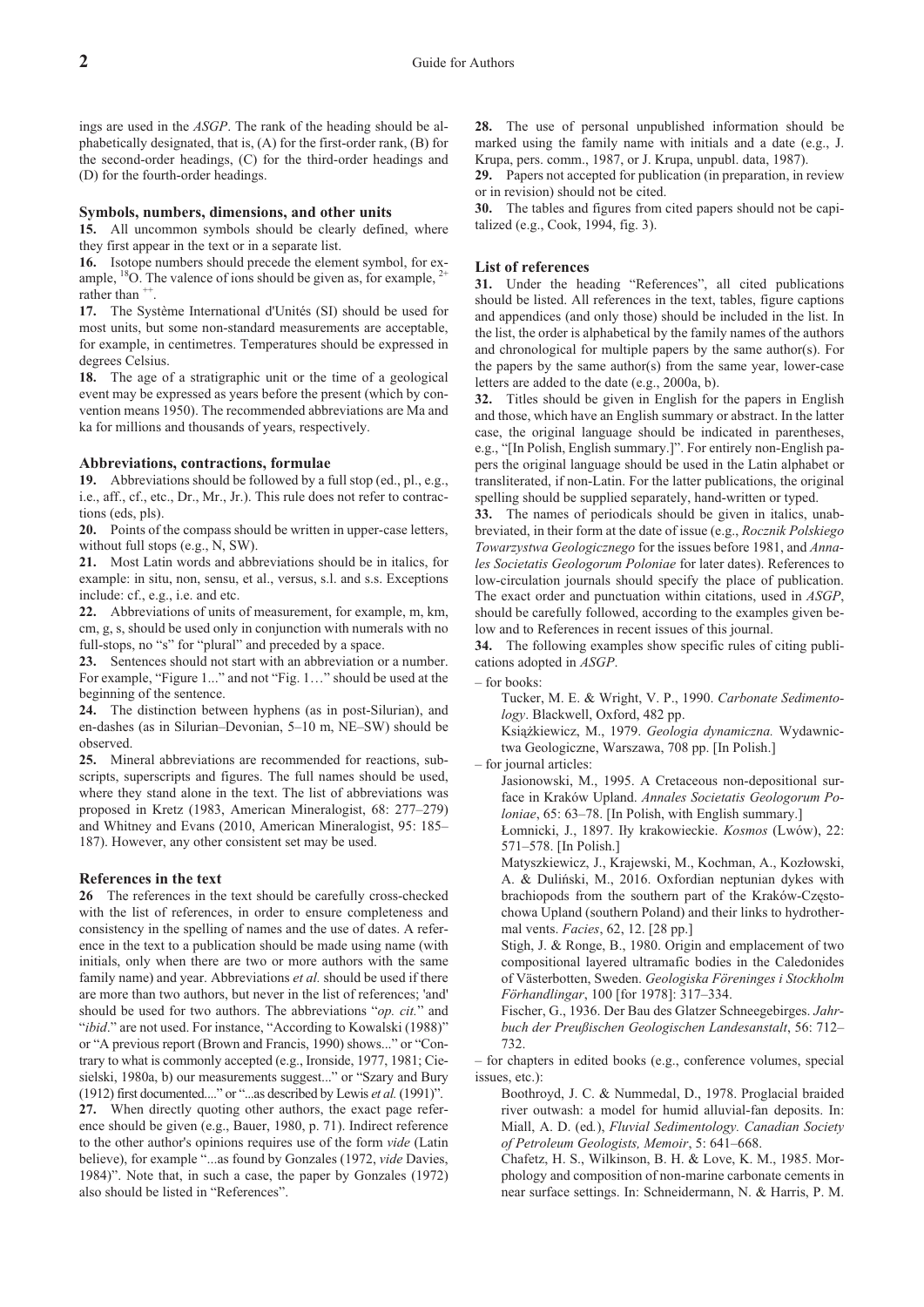ings are used in the *ASGP*. The rank of the heading should be alphabetically designated, that is, (A) for the first-order rank, (B) for the second-order headings, (C) for the third-order headings and (D) for the fourth-order headings.

### Symbols, numbers, dimensions, and other units

**15.** All uncommon symbols should be clearly defined, where they first appear in the text or in a separate list.

**16.** Isotope numbers should precede the element symbol, for example, $^{18}O$. The valence of ions should be given as, for example, $^{2+}$ rather than $^{++}$.

**17.** The Système International d'Unités (SI) should be used for most units, but some non-standard measurements are acceptable, for example, in centimetres. Temperatures should be expressed in degrees Celsius.

**18.** The age of a stratigraphic unit or the time of a geological event may be expressed as years before the present (which by convention means 1950). The recommended abbreviations are Ma and ka for millions and thousands of years, respectively.

### Abbreviations, contractions, formulae

**19.** Abbreviations should be followed by a full stop (ed., pl., e.g., i.e., aff., cf., etc., Dr., Mr., Jr.). This rule does not refer to contractions (eds, pls).

**20.** Points of the compass should be written in upper-case letters, without full stops (e.g., N, SW).

**21.** Most Latin words and abbreviations should be in italics, for example: in situ, non, sensu, et al., versus, s.l. and s.s. Exceptions include: cf., e.g., i.e. and etc.

**22.** Abbreviations of units of measurement, for example, m, km, cm, g, s, should be used only in conjunction with numerals with no full-stops, no "s" for "plural" and preceded by a space.

**23.** Sentences should not start with an abbreviation or a number. For example, "Figure 1..." and not "Fig. 1…" should be used at the beginning of the sentence.

**24.** The distinction between hyphens (as in post-Silurian), and en-dashes (as in Silurian–Devonian, 5–10 m, NE–SW) should be observed.

**25.** Mineral abbreviations are recommended for reactions, subscripts, superscripts and figures. The full names should be used, where they stand alone in the text. The list of abbreviations was proposed in Kretz (1983, American Mineralogist, 68: 277–279) and Whitney and Evans (2010, American Mineralogist, 95: 185–187). However, any other consistent set may be used.

### References in the text

**26** The references in the text should be carefully cross-checked with the list of references, in order to ensure completeness and consistency in the spelling of names and the use of dates. A reference in the text to a publication should be made using name (with initials, only when there are two or more authors with the same family name) and year. Abbreviations *et al.* should be used if there are more than two authors, but never in the list of references; 'and' should be used for two authors. The abbreviations "*op. cit.*" and "*ibid*." are not used. For instance, "According to Kowalski (1988)" or "A previous report (Brown and Francis, 1990) shows..." or "Contrary to what is commonly accepted (e.g., Ironside, 1977, 1981; Ciesielski, 1980a, b) our measurements suggest..." or "Szary and Bury (1912) first documented...." or "...as described by Lewis *et al.* (1991)".

**27.** When directly quoting other authors, the exact page reference should be given (e.g., Bauer, 1980, p. 71). Indirect reference to the other author's opinions requires use of the form *vide* (Latin believe), for example "...as found by Gonzales (1972, *vide* Davies, 1984)". Note that, in such a case, the paper by Gonzales (1972) also should be listed in "References".

**28.** The use of personal unpublished information should be marked using the family name with initials and a date (e.g., J. Krupa, pers. comm., 1987, or J. Krupa, unpubl. data, 1987).

**29.** Papers not accepted for publication (in preparation, in review or in revision) should not be cited.

**30.** The tables and figures from cited papers should not be capitalized (e.g., Cook, 1994, fig. 3).

### List of references

**31.** Under the heading "References", all cited publications should be listed. All references in the text, tables, figure captions and appendices (and only those) should be included in the list. In the list, the order is alphabetical by the family names of the authors and chronological for multiple papers by the same author(s). For the papers by the same author(s) from the same year, lower-case letters are added to the date (e.g., 2000a, b).

**32.** Titles should be given in English for the papers in English and those, which have an English summary or abstract. In the latter case, the original language should be indicated in parentheses, e.g., "[In Polish, English summary.]". For entirely non-English papers the original language should be used in the Latin alphabet or transliterated, if non-Latin. For the latter publications, the original spelling should be supplied separately, hand-written or typed.

**33.** The names of periodicals should be given in italics, unabbreviated, in their form at the date of issue (e.g., *Rocznik Polskiego Towarzystwa Geologicznego* for the issues before 1981, and *Annales Societatis Geologorum Poloniae* for later dates). References to low-circulation journals should specify the place of publication. The exact order and punctuation within citations, used in *ASGP*, should be carefully followed, according to the examples given below and to References in recent issues of this journal.

**34.** The following examples show specific rules of citing publications adopted in *ASGP*.

– for books:

Tucker, M. E. & Wright, V. P., 1990. *Carbonate Sedimentology*. Blackwell, Oxford, 482 pp.

Książkiewicz, M., 1979. *Geologia dynamiczna.* Wydawnictwa Geologiczne, Warszawa, 708 pp. [In Polish.]

– for journal articles:

Jasionowski, M., 1995. A Cretaceous non-depositional surface in Kraków Upland. *Annales Societatis Geologorum Poloniae*, 65: 63–78. [In Polish, with English summary.]

Łomnicki, J., 1897. Iły krakowieckie. *Kosmos* (Lwów), 22: 571–578. [In Polish.]

Matyszkiewicz, J., Krajewski, M., Kochman, A., Kozłowski, A. & Duliński, M., 2016. Oxfordian neptunian dykes with brachiopods from the southern part of the Kraków-Częstochowa Upland (southern Poland) and their links to hydrothermal vents. *Facies*, 62, 12. [28 pp.]

Stigh, J. & Ronge, B., 1980. Origin and emplacement of two compositional layered ultramafic bodies in the Caledonides of Västerbotten, Sweden. *Geologiska Föreninges i Stockholm Förhandlingar*, 100 [for 1978]: 317–334.

Fischer, G., 1936. Der Bau des Glatzer Schneegebirges. *Jahrbuch der Preußischen Geologischen Landesanstalt*, 56: 712–732.

– for chapters in edited books (e.g., conference volumes, special issues, etc.):

Boothroyd, J. C. & Nummedal, D., 1978. Proglacial braided river outwash: a model for humid alluvial-fan deposits. In: Miall, A. D. (ed.), *Fluvial Sedimentology. Canadian Society of Petroleum Geologists, Memoir*, 5: 641–668.

Chafetz, H. S., Wilkinson, B. H. & Love, K. M., 1985. Morphology and composition of non-marine carbonate cements in near surface settings. In: Schneidermann, N. & Harris, P. M.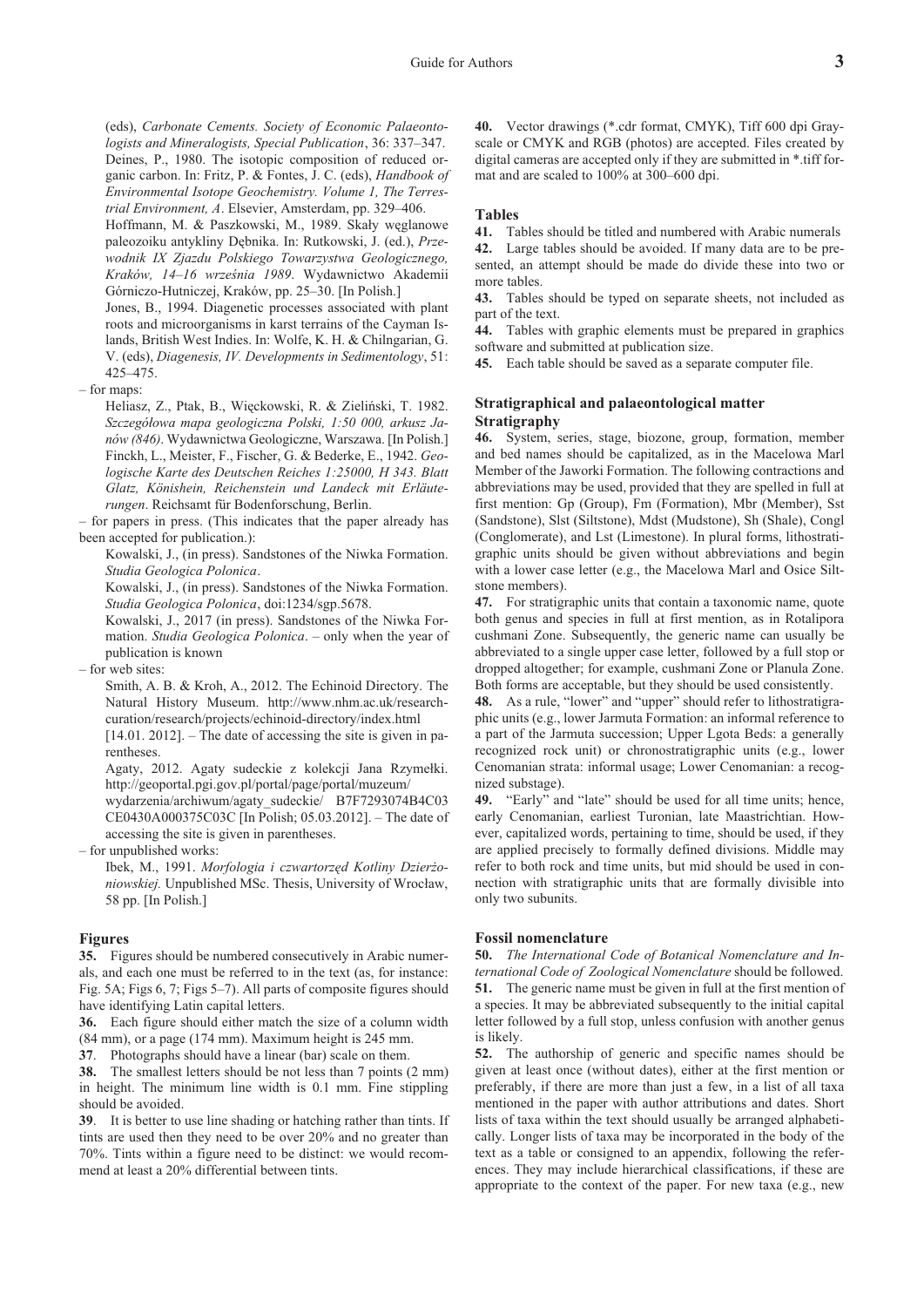(eds), *Carbonate Cements. Society of Economic Palaeontologists and Mineralogists, Special Publication*, 36: 337–347.

Deines, P., 1980. The isotopic composition of reduced organic carbon. In: Fritz, P. & Fontes, J. C. (eds), *Handbook of Environmental Isotope Geochemistry. Volume 1, The Terrestrial Environment, A*. Elsevier, Amsterdam, pp. 329–406.

Hoffmann, M. & Paszkowski, M., 1989. Skały węglanowe paleozoiku antykliny Dębnika. In: Rutkowski, J. (ed.), *Przewodnik IX Zjazdu Polskiego Towarzystwa Geologicznego, Kraków, 14–16 września 1989*. Wydawnictwo Akademii Górniczo-Hutniczej, Kraków, pp. 25–30. [In Polish.]

Jones, B., 1994. Diagenetic processes associated with plant roots and microorganisms in karst terrains of the Cayman Islands, British West Indies. In: Wolfe, K. H. & Chilngarian, G. V. (eds), *Diagenesis, IV. Developments in Sedimentology*, 51: 425–475.

– for maps:

Heliasz, Z., Ptak, B., Więckowski, R. & Zieliński, T. 1982. *Szczegółowa mapa geologiczna Polski, 1:50 000, arkusz Janów (846)*. Wydawnictwa Geologiczne, Warszawa. [In Polish.]

Finckh, L., Meister, F., Fischer, G. & Bederke, E., 1942. *Geologische Karte des Deutschen Reiches 1:25000, H 343. Blatt Glatz, Könishein, Reichenstein und Landeck mit Erläuterungen*. Reichsamt für Bodenforschung, Berlin.

– for papers in press. (This indicates that the paper already has been accepted for publication.):

Kowalski, J., (in press). Sandstones of the Niwka Formation. *Studia Geologica Polonica*.

Kowalski, J., (in press). Sandstones of the Niwka Formation. *Studia Geologica Polonica*, doi:1234/sgp.5678.

Kowalski, J., 2017 (in press). Sandstones of the Niwka Formation. *Studia Geologica Polonica*. – only when the year of publication is known

– for web sites:

Smith, A. B. & Kroh, A., 2012. The Echinoid Directory. The Natural History Museum. http://www.nhm.ac.uk/research-curation/research/projects/echinoid-directory/index.html [14.01. 2012]. – The date of accessing the site is given in parentheses.

Agaty, 2012. Agaty sudeckie z kolekcji Jana Rzymełki. http://geoportal.pgi.gov.pl/portal/page/portal/muzeum/wydarzenia/archiwum/agaty_sudeckie/ B7F7293074B4C03CE0430A000375C03C [In Polish; 05.03.2012]. – The date of accessing the site is given in parentheses.

– for unpublished works:

Ibek, M., 1991. *Morfologia i czwartorzęd Kotliny Dzierżoniowskiej.* Unpublished MSc. Thesis, University of Wrocław, 58 pp. [In Polish.]

## Figures

**35.** Figures should be numbered consecutively in Arabic numerals, and each one must be referred to in the text (as, for instance: Fig. 5A; Figs 6, 7; Figs 5–7). All parts of composite figures should have identifying Latin capital letters.

**36.** Each figure should either match the size of a column width (84 mm), or a page (174 mm). Maximum height is 245 mm.

**37**. Photographs should have a linear (bar) scale on them.

**38.** The smallest letters should be not less than 7 points (2 mm) in height. The minimum line width is 0.1 mm. Fine stippling should be avoided.

**39**. It is better to use line shading or hatching rather than tints. If tints are used then they need to be over 20% and no greater than 70%. Tints within a figure need to be distinct: we would recommend at least a 20% differential between tints.

**40.** Vector drawings (*.cdr format, CMYK), Tiff 600 dpi Grayscale or CMYK and RGB (photos) are accepted. Files created by digital cameras are accepted only if they are submitted in *.tiff format and are scaled to 100% at 300–600 dpi.

## Tables

**41.** Tables should be titled and numbered with Arabic numerals

**42.** Large tables should be avoided. If many data are to be presented, an attempt should be made do divide these into two or more tables.

**43.** Tables should be typed on separate sheets, not included as part of the text.

**44.** Tables with graphic elements must be prepared in graphics software and submitted at publication size.

**45.** Each table should be saved as a separate computer file.

## Stratigraphical and palaeontological matter

### Stratigraphy

**46.** System, series, stage, biozone, group, formation, member and bed names should be capitalized, as in the Macelowa Marl Member of the Jaworki Formation. The following contractions and abbreviations may be used, provided that they are spelled in full at first mention: Gp (Group), Fm (Formation), Mbr (Member), Sst (Sandstone), Slst (Siltstone), Mdst (Mudstone), Sh (Shale), Congl (Conglomerate), and Lst (Limestone). In plural forms, lithostratigraphic units should be given without abbreviations and begin with a lower case letter (e.g., the Macelowa Marl and Osice Siltstone members).

**47.** For stratigraphic units that contain a taxonomic name, quote both genus and species in full at first mention, as in Rotalipora cushmani Zone. Subsequently, the generic name can usually be abbreviated to a single upper case letter, followed by a full stop or dropped altogether; for example, cushmani Zone or Planula Zone. Both forms are acceptable, but they should be used consistently.

**48.** As a rule, "lower" and "upper" should refer to lithostratigraphic units (e.g., lower Jarmuta Formation: an informal reference to a part of the Jarmuta succession; Upper Lgota Beds: a generally recognized rock unit) or chronostratigraphic units (e.g., lower Cenomanian strata: informal usage; Lower Cenomanian: a recognized substage).

**49.** "Early" and "late" should be used for all time units; hence, early Cenomanian, earliest Turonian, late Maastrichtian. However, capitalized words, pertaining to time, should be used, if they are applied precisely to formally defined divisions. Middle may refer to both rock and time units, but mid should be used in connection with stratigraphic units that are formally divisible into only two subunits.

### Fossil nomenclature

**50.** *The International Code of Botanical Nomenclature and International Code of Zoological Nomenclature* should be followed.

**51.** The generic name must be given in full at the first mention of a species. It may be abbreviated subsequently to the initial capital letter followed by a full stop, unless confusion with another genus is likely.

**52.** The authorship of generic and specific names should be given at least once (without dates), either at the first mention or preferably, if there are more than just a few, in a list of all taxa mentioned in the paper with author attributions and dates. Short lists of taxa within the text should usually be arranged alphabetically. Longer lists of taxa may be incorporated in the body of the text as a table or consigned to an appendix, following the references. They may include hierarchical classifications, if these are appropriate to the context of the paper. For new taxa (e.g., new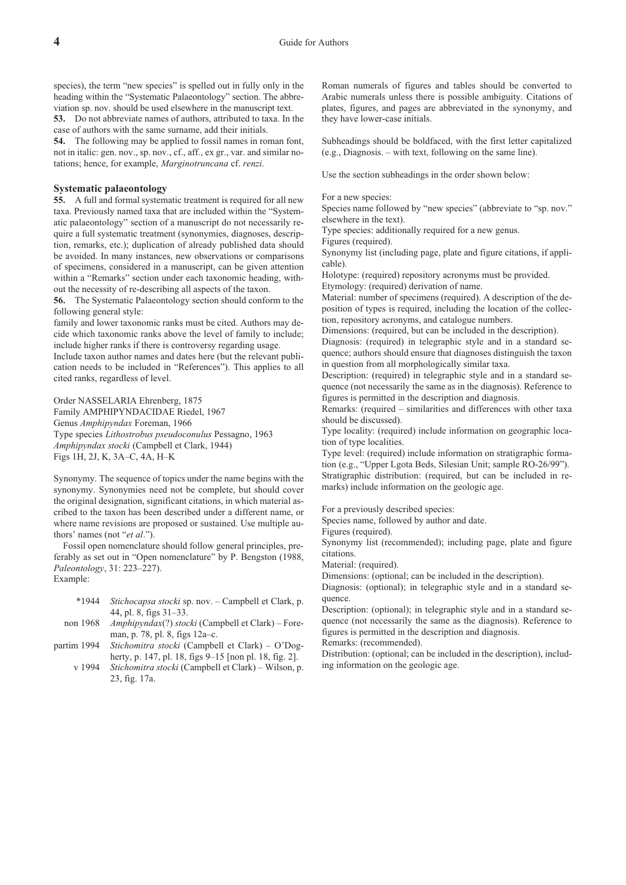species), the term "new species" is spelled out in fully only in the heading within the "Systematic Palaeontology" section. The abbreviation sp. nov. should be used elsewhere in the manuscript text.

**53.** Do not abbreviate names of authors, attributed to taxa. In the case of authors with the same surname, add their initials.

**54.** The following may be applied to fossil names in roman font, not in italic: gen. nov., sp. nov., cf., aff., ex gr., var. and similar notations; hence, for example, *Marginotruncana* cf. *renzi*.

### Systematic palaeontology

**55.** A full and formal systematic treatment is required for all new taxa. Previously named taxa that are included within the "Systematic palaeontology" section of a manuscript do not necessarily require a full systematic treatment (synonymies, diagnoses, description, remarks, etc.); duplication of already published data should be avoided. In many instances, new observations or comparisons of specimens, considered in a manuscript, can be given attention within a "Remarks" section under each taxonomic heading, without the necessity of re-describing all aspects of the taxon.

**56.** The Systematic Palaeontology section should conform to the following general style:

family and lower taxonomic ranks must be cited. Authors may decide which taxonomic ranks above the level of family to include; include higher ranks if there is controversy regarding usage.

Include taxon author names and dates here (but the relevant publication needs to be included in "References"). This applies to all cited ranks, regardless of level.

Order NASSELARIA Ehrenberg, 1875
Family AMPHIPYNDACIDAE Riedel, 1967
Genus *Amphipyndax* Foreman, 1966
Type species *Lithostrobus pseudoconulus* Pessagno, 1963
*Amphipyndax stocki* (Campbell et Clark, 1944)
Figs 1H, 2J, K, 3A–C, 4A, H–K

Synonymy. The sequence of topics under the name begins with the synonymy. Synonymies need not be complete, but should cover the original designation, significant citations, in which material ascribed to the taxon has been described under a different name, or where name revisions are proposed or sustained. Use multiple authors' names (not "*et al*.").

Fossil open nomenclature should follow general principles, preferably as set out in "Open nomenclature" by P. Bengston (1988, *Paleontology*, 31: 223–227).

Example:

*1944 *Stichocapsa stocki* sp. nov. – Campbell et Clark, p. 44, pl. 8, figs 31–33.
non 1968 *Amphipyndax*(?) *stocki* (Campbell et Clark) – Foreman, p. 78, pl. 8, figs 12a–c.
partim 1994 *Stichomitra stocki* (Campbell et Clark) – O'Dogherty, p. 147, pl. 18, figs 9–15 [non pl. 18, fig. 2].
v 1994 *Stichomitra stocki* (Campbell et Clark) – Wilson, p. 23, fig. 17a.

Roman numerals of figures and tables should be converted to Arabic numerals unless there is possible ambiguity. Citations of plates, figures, and pages are abbreviated in the synonymy, and they have lower-case initials.

Subheadings should be boldfaced, with the first letter capitalized (e.g., Diagnosis. – with text, following on the same line).

Use the section subheadings in the order shown below:

For a new species:
Species name followed by "new species" (abbreviate to "sp. nov." elsewhere in the text).
Type species: additionally required for a new genus.
Figures (required).
Synonymy list (including page, plate and figure citations, if applicable).
Holotype: (required) repository acronyms must be provided.
Etymology: (required) derivation of name.
Material: number of specimens (required). A description of the deposition of types is required, including the location of the collection, repository acronyms, and catalogue numbers.
Dimensions: (required, but can be included in the description).
Diagnosis: (required) in telegraphic style and in a standard sequence; authors should ensure that diagnoses distinguish the taxon in question from all morphologically similar taxa.
Description: (required) in telegraphic style and in a standard sequence (not necessarily the same as in the diagnosis). Reference to figures is permitted in the description and diagnosis.
Remarks: (required – similarities and differences with other taxa should be discussed).
Type locality: (required) include information on geographic location of type localities.
Type level: (required) include information on stratigraphic formation (e.g., "Upper Lgota Beds, Silesian Unit; sample RO-26/99").
Stratigraphic distribution: (required, but can be included in remarks) include information on the geologic age.

For a previously described species:
Species name, followed by author and date.
Figures (required).
Synonymy list (recommended); including page, plate and figure citations.
Material: (required).
Dimensions: (optional; can be included in the description).
Diagnosis: (optional); in telegraphic style and in a standard sequence.
Description: (optional); in telegraphic style and in a standard sequence (not necessarily the same as the diagnosis). Reference to figures is permitted in the description and diagnosis.
Remarks: (recommended).
Distribution: (optional; can be included in the description), including information on the geologic age.